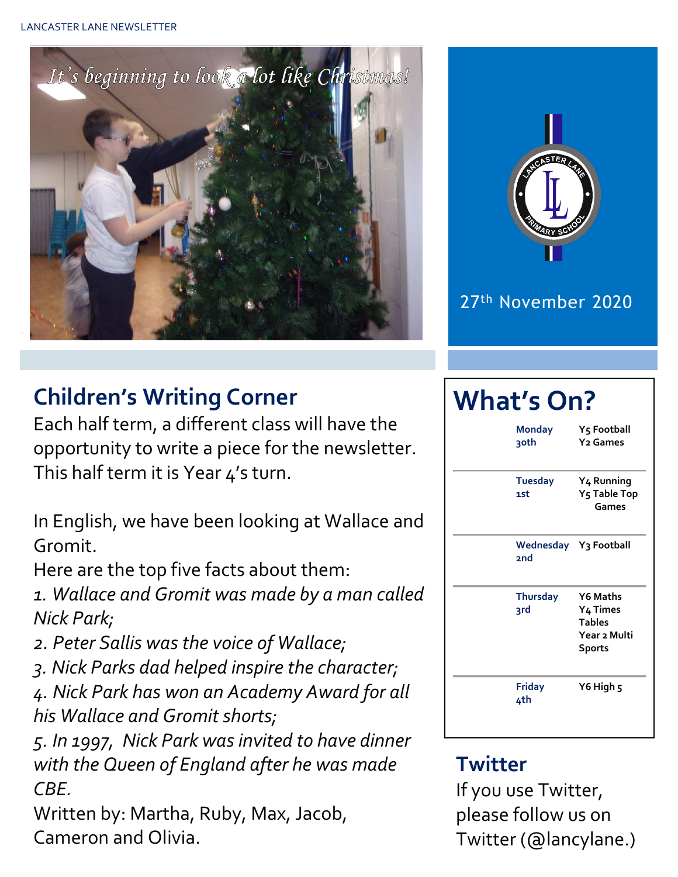*It's beginning to look a lot like Christmas!*

27th November 2020

## Children's Writing Corner

Each half term, a different class will have the opportunity to write a piece for the newsletter. This half term it is Year 4's turn.

In English, we have been looking at Wallace and Gromit.

Here are the top five facts about them:

*1. Wallace and Gromit was made by a man called Nick Park;*

*2. Peter Sallis was the voice of Wallace;*

*3. Nick Parks dad helped inspire the character;*

*4. Nick Park has won an Academy Award for all his Wallace and Gromit shorts;*

*5. In 1997, Nick Park was invited to have dinner with the Queen of England after he was made CBE.*

Written by: Martha, Ruby, Max, Jacob, Cameron and Olivia.

## What's On?

| Day | Activity |
|---|---|
| Monday 30th | Y5 Football<br>Y2 Games |
| Tuesday 1st | Y4 Running<br>Y5 Table Top Games |
| Wednesday 2nd | Y3 Football |
| Thursday 3rd | Y6 Maths<br>Y4 Times Tables<br>Year 2 Multi Sports |
| Friday 4th | Y6 High 5 |

## Twitter

If you use Twitter, please follow us on Twitter (@lancylane.)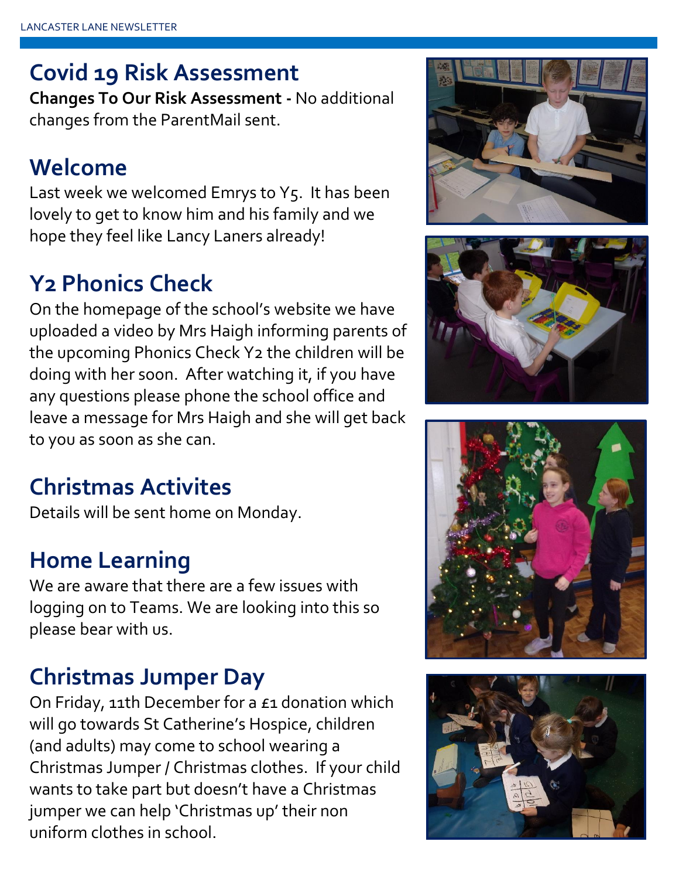## Covid 19 Risk Assessment

**Changes To Our Risk Assessment -** No additional changes from the ParentMail sent.

## Welcome

Last week we welcomed Emrys to Y5. It has been lovely to get to know him and his family and we hope they feel like Lancy Laners already!

## Y2 Phonics Check

On the homepage of the school's website we have uploaded a video by Mrs Haigh informing parents of the upcoming Phonics Check Y2 the children will be doing with her soon. After watching it, if you have any questions please phone the school office and leave a message for Mrs Haigh and she will get back to you as soon as she can.

## Christmas Activites

Details will be sent home on Monday.

## Home Learning

We are aware that there are a few issues with logging on to Teams. We are looking into this so please bear with us.

## Christmas Jumper Day

On Friday, 11th December for a £1 donation which will go towards St Catherine's Hospice, children (and adults) may come to school wearing a Christmas Jumper / Christmas clothes. If your child wants to take part but doesn't have a Christmas jumper we can help 'Christmas up' their non uniform clothes in school.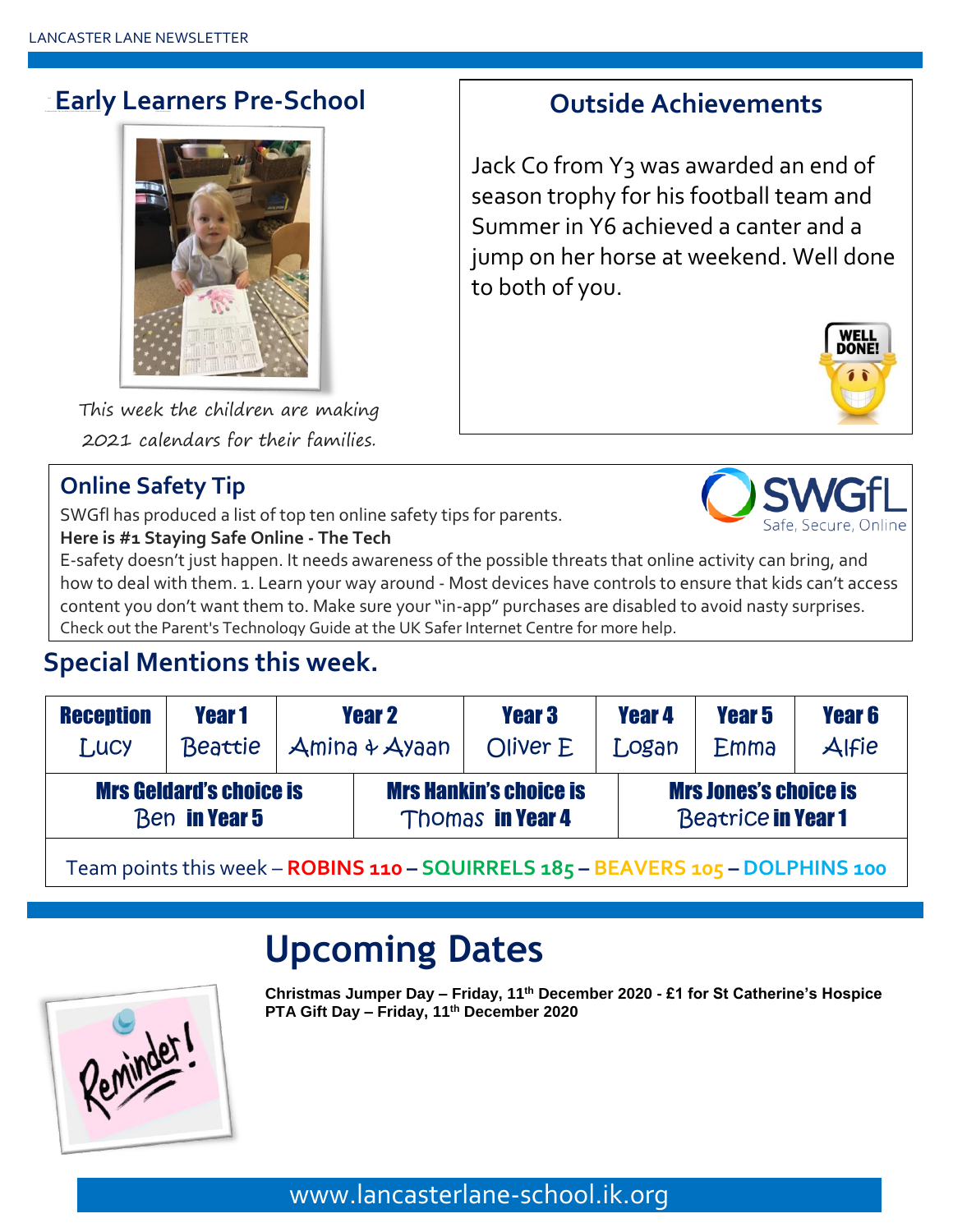## Early Learners Pre-School

This week the children are making 2021 calendars for their families.

## Outside Achievements

Jack Co from Y3 was awarded an end of season trophy for his football team and Summer in Y6 achieved a canter and a jump on her horse at weekend. Well done to both of you.

## Online Safety Tip

SWGfl has produced a list of top ten online safety tips for parents.

**Here is #1 Staying Safe Online - The Tech**

E-safety doesn't just happen. It needs awareness of the possible threats that online activity can bring, and how to deal with them. 1. Learn your way around - Most devices have controls to ensure that kids can't access content you don't want them to. Make sure your "in-app" purchases are disabled to avoid nasty surprises. Check out the Parent's Technology Guide at the UK Safer Internet Centre for more help.

## Special Mentions this week.

| Reception | Year 1 | Year 2 | Year 3 | Year 4 | Year 5 | Year 6 |
|---|---|---|---|---|---|---|
| Lucy | Beattie | Amina & Ayaan | Oliver E | Logan | Emma | Alfie |

**Mrs Geldard's choice is** Ben **in Year 5**

**Mrs Hankin's choice is** Thomas **in Year 4**

**Mrs Jones's choice is** Beatrice **in Year 1**

Team points this week – **ROBINS 110** – **SQUIRRELS 185** – **BEAVERS 105** – **DOLPHINS 100**

# Upcoming Dates

**Christmas Jumper Day – Friday, 11th December 2020 - £1 for St Catherine's Hospice**
**PTA Gift Day – Friday, 11th December 2020**

www.lancasterlane-school.ik.org